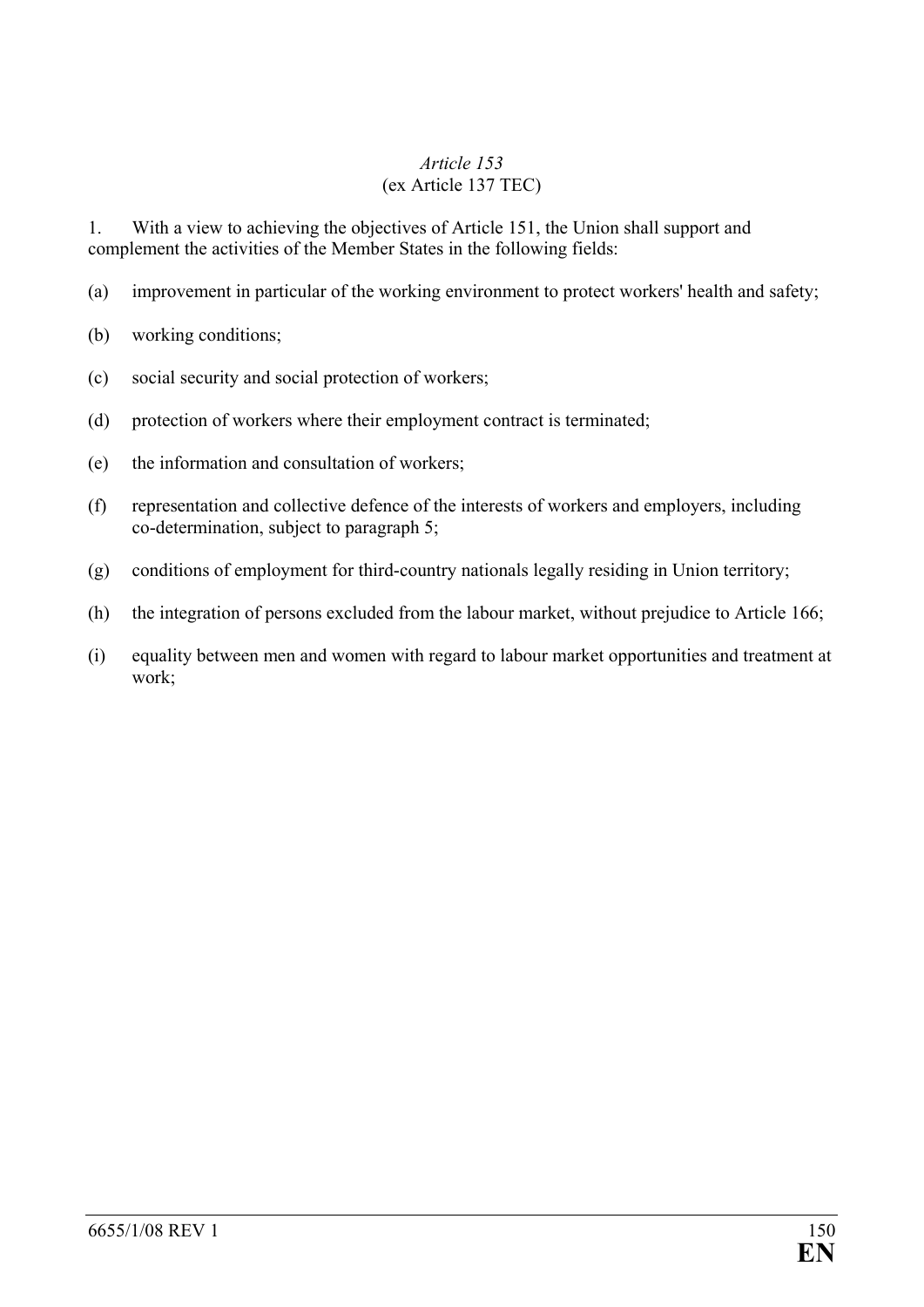*Article 153*
(ex Article 137 TEC)

1. With a view to achieving the objectives of Article 151, the Union shall support and complement the activities of the Member States in the following fields:

(a) improvement in particular of the working environment to protect workers' health and safety;

(b) working conditions;

(c) social security and social protection of workers;

(d) protection of workers where their employment contract is terminated;

(e) the information and consultation of workers;

(f) representation and collective defence of the interests of workers and employers, including co-determination, subject to paragraph 5;

(g) conditions of employment for third-country nationals legally residing in Union territory;

(h) the integration of persons excluded from the labour market, without prejudice to Article 166;

(i) equality between men and women with regard to labour market opportunities and treatment at work;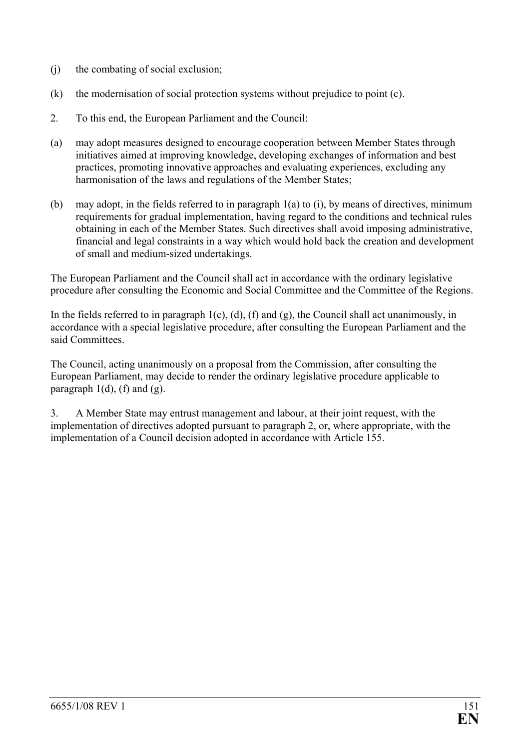(j) the combating of social exclusion;

(k) the modernisation of social protection systems without prejudice to point (c).

2. To this end, the European Parliament and the Council:

(a) may adopt measures designed to encourage cooperation between Member States through initiatives aimed at improving knowledge, developing exchanges of information and best practices, promoting innovative approaches and evaluating experiences, excluding any harmonisation of the laws and regulations of the Member States;

(b) may adopt, in the fields referred to in paragraph 1(a) to (i), by means of directives, minimum requirements for gradual implementation, having regard to the conditions and technical rules obtaining in each of the Member States. Such directives shall avoid imposing administrative, financial and legal constraints in a way which would hold back the creation and development of small and medium-sized undertakings.

The European Parliament and the Council shall act in accordance with the ordinary legislative procedure after consulting the Economic and Social Committee and the Committee of the Regions.

In the fields referred to in paragraph 1(c), (d), (f) and (g), the Council shall act unanimously, in accordance with a special legislative procedure, after consulting the European Parliament and the said Committees.

The Council, acting unanimously on a proposal from the Commission, after consulting the European Parliament, may decide to render the ordinary legislative procedure applicable to paragraph 1(d), (f) and (g).

3. A Member State may entrust management and labour, at their joint request, with the implementation of directives adopted pursuant to paragraph 2, or, where appropriate, with the implementation of a Council decision adopted in accordance with Article 155.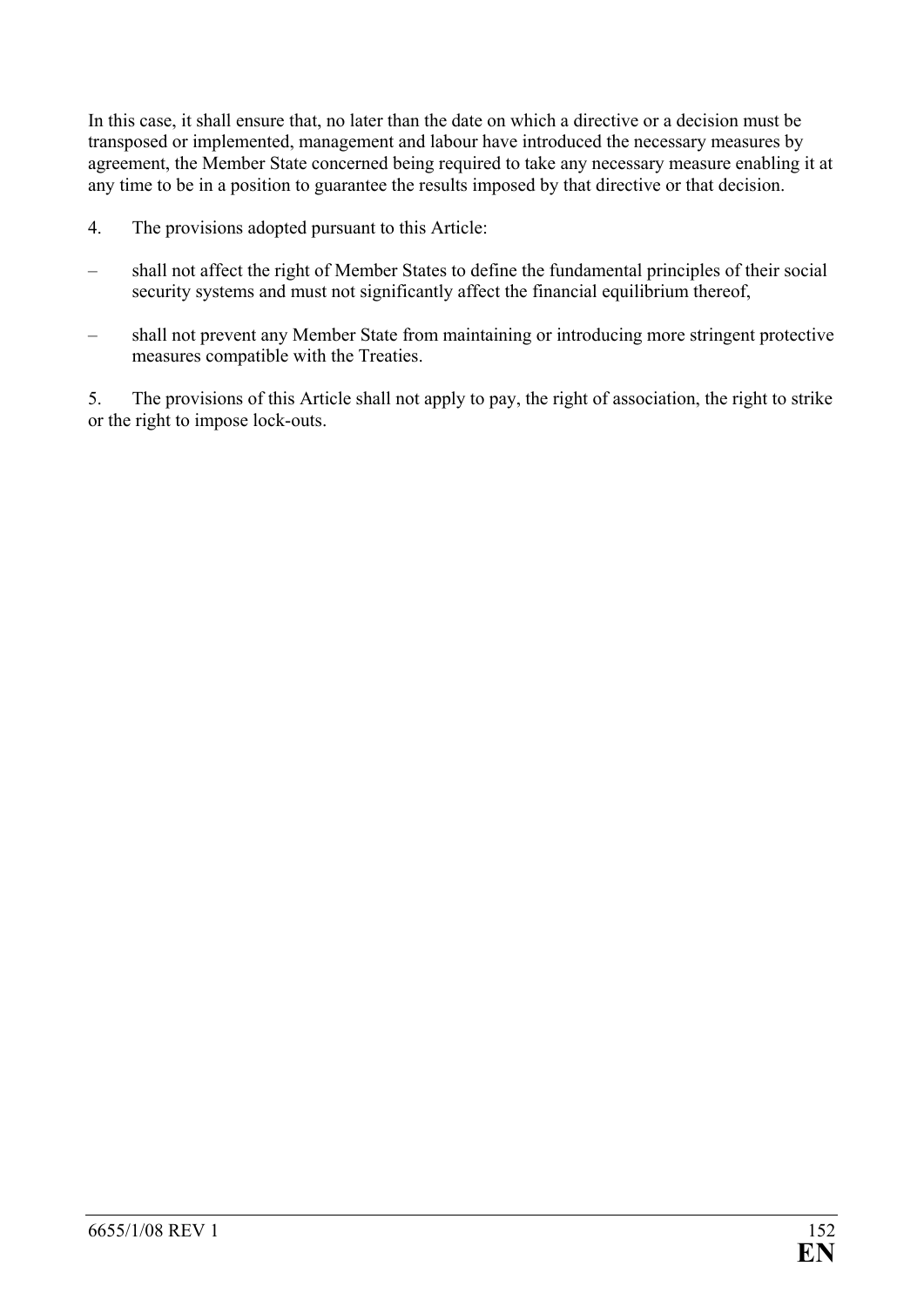In this case, it shall ensure that, no later than the date on which a directive or a decision must be transposed or implemented, management and labour have introduced the necessary measures by agreement, the Member State concerned being required to take any necessary measure enabling it at any time to be in a position to guarantee the results imposed by that directive or that decision.

4. The provisions adopted pursuant to this Article:

– shall not affect the right of Member States to define the fundamental principles of their social security systems and must not significantly affect the financial equilibrium thereof,

– shall not prevent any Member State from maintaining or introducing more stringent protective measures compatible with the Treaties.

5. The provisions of this Article shall not apply to pay, the right of association, the right to strike or the right to impose lock-outs.